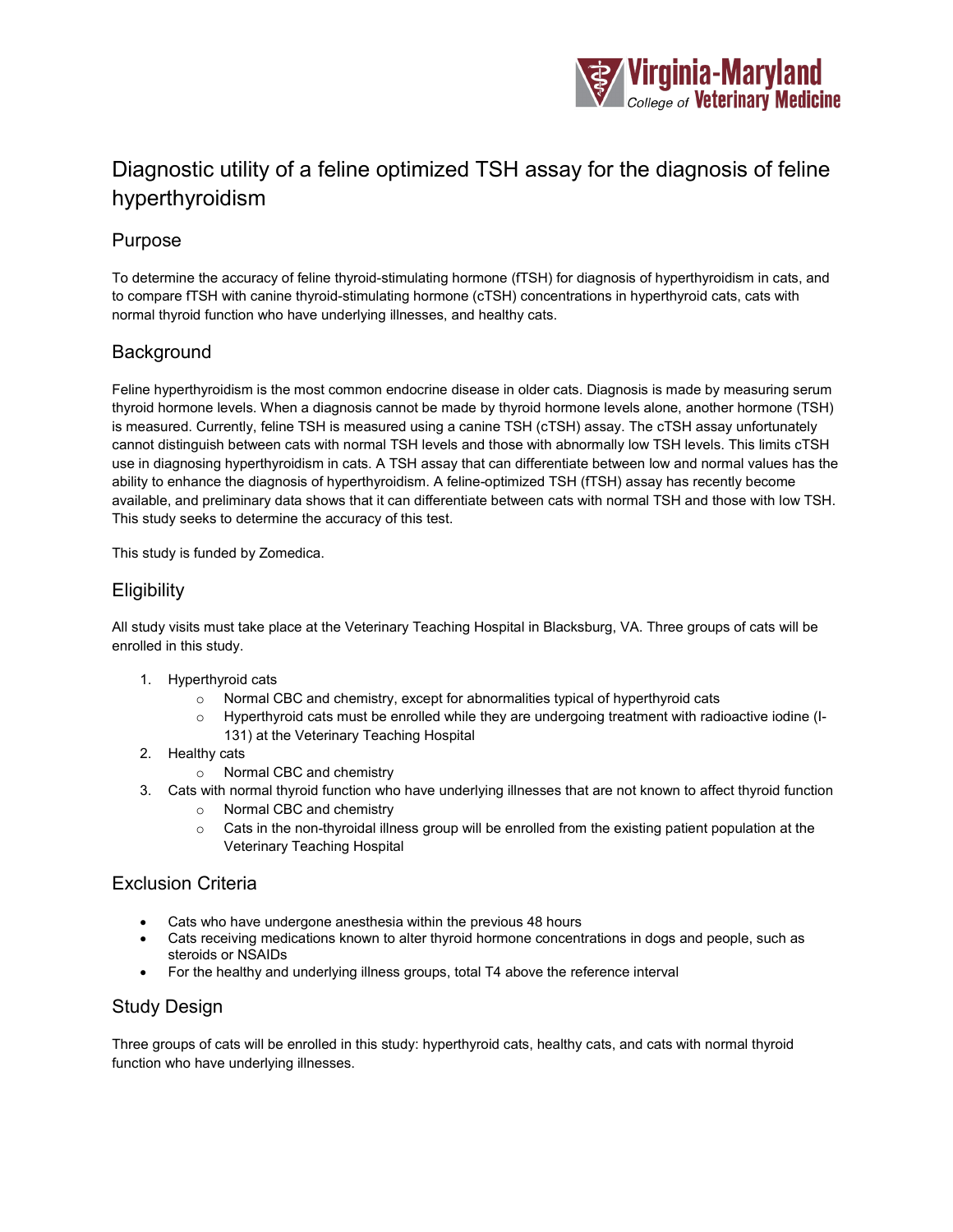# Diagnostic utility of a feline optimized TSH assay for the diagnosis of feline hyperthyroidism

## Purpose

To determine the accuracy of feline thyroid-stimulating hormone (fTSH) for diagnosis of hyperthyroidism in cats, and to compare fTSH with canine thyroid-stimulating hormone (cTSH) concentrations in hyperthyroid cats, cats with normal thyroid function who have underlying illnesses, and healthy cats.

## Background

Feline hyperthyroidism is the most common endocrine disease in older cats. Diagnosis is made by measuring serum thyroid hormone levels. When a diagnosis cannot be made by thyroid hormone levels alone, another hormone (TSH) is measured. Currently, feline TSH is measured using a canine TSH (cTSH) assay. The cTSH assay unfortunately cannot distinguish between cats with normal TSH levels and those with abnormally low TSH levels. This limits cTSH use in diagnosing hyperthyroidism in cats. A TSH assay that can differentiate between low and normal values has the ability to enhance the diagnosis of hyperthyroidism. A feline-optimized TSH (fTSH) assay has recently become available, and preliminary data shows that it can differentiate between cats with normal TSH and those with low TSH. This study seeks to determine the accuracy of this test.

This study is funded by Zomedica.

## Eligibility

All study visits must take place at the Veterinary Teaching Hospital in Blacksburg, VA. Three groups of cats will be enrolled in this study.

1. Hyperthyroid cats
   - Normal CBC and chemistry, except for abnormalities typical of hyperthyroid cats
   - Hyperthyroid cats must be enrolled while they are undergoing treatment with radioactive iodine (I-131) at the Veterinary Teaching Hospital
2. Healthy cats
   - Normal CBC and chemistry
3. Cats with normal thyroid function who have underlying illnesses that are not known to affect thyroid function
   - Normal CBC and chemistry
   - Cats in the non-thyroidal illness group will be enrolled from the existing patient population at the Veterinary Teaching Hospital

## Exclusion Criteria

- Cats who have undergone anesthesia within the previous 48 hours
- Cats receiving medications known to alter thyroid hormone concentrations in dogs and people, such as steroids or NSAIDs
- For the healthy and underlying illness groups, total T4 above the reference interval

## Study Design

Three groups of cats will be enrolled in this study: hyperthyroid cats, healthy cats, and cats with normal thyroid function who have underlying illnesses.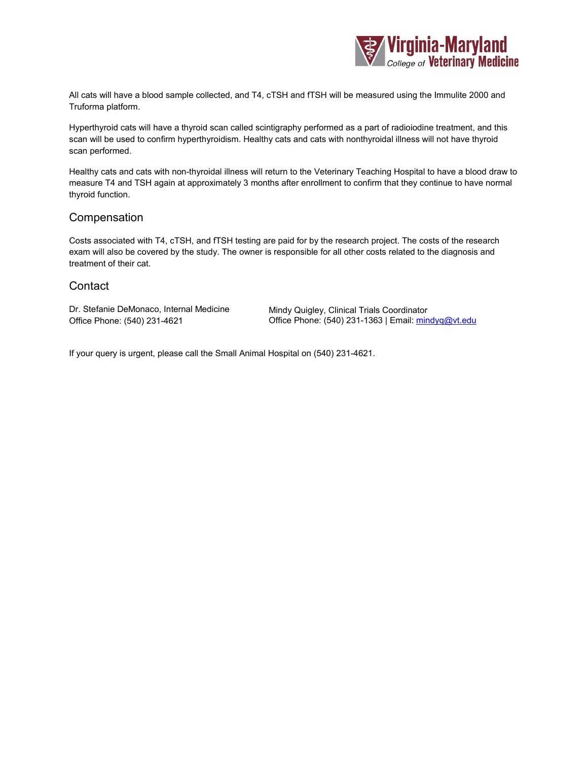All cats will have a blood sample collected, and T4, cTSH and fTSH will be measured using the Immulite 2000 and Truforma platform.

Hyperthyroid cats will have a thyroid scan called scintigraphy performed as a part of radioiodine treatment, and this scan will be used to confirm hyperthyroidism. Healthy cats and cats with nonthyroidal illness will not have thyroid scan performed.

Healthy cats and cats with non-thyroidal illness will return to the Veterinary Teaching Hospital to have a blood draw to measure T4 and TSH again at approximately 3 months after enrollment to confirm that they continue to have normal thyroid function.

## Compensation

Costs associated with T4, cTSH, and fTSH testing are paid for by the research project. The costs of the research exam will also be covered by the study. The owner is responsible for all other costs related to the diagnosis and treatment of their cat.

## Contact

Dr. Stefanie DeMonaco, Internal Medicine
Office Phone: (540) 231-4621

Mindy Quigley, Clinical Trials Coordinator
Office Phone: (540) 231-1363 | Email: mindyq@vt.edu

If your query is urgent, please call the Small Animal Hospital on (540) 231-4621.